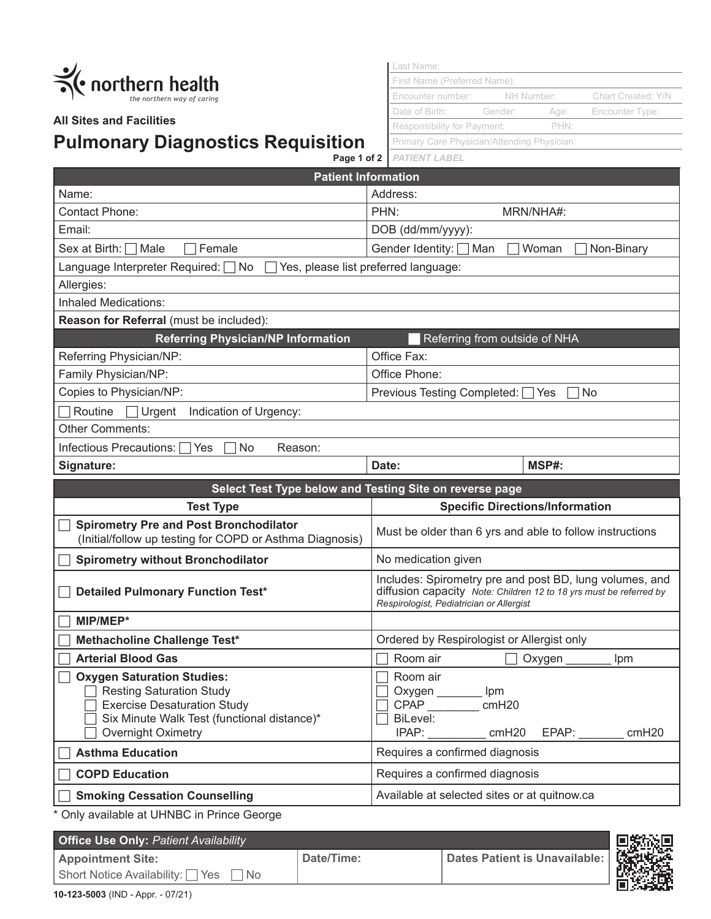northern health
*the northern way of caring*

**All Sites and Facilities**

# Pulmonary Diagnostics Requisition

Page 1 of 2

| |
|---|
| Last Name: |
| First Name (Preferred Name): |
| Encounter number: NH Number: Chart Created: Y/N |
| Date of Birth: Gender: Age: Encounter Type: |
| Responsibility for Payment: PHN: |
| Primary Care Physician/Attending Physician: |
| *PATIENT LABEL* |

| **Patient Information** | | |
|---|---|---|
| Name: | Address: | |
| Contact Phone: | PHN: MRN/NHA#: | |
| Email: | DOB (dd/mm/yyyy): | |
| Sex at Birth: ☐ Male ☐ Female | Gender Identity: ☐ Man ☐ Woman ☐ Non-Binary | |
| Language Interpreter Required: ☐ No ☐ Yes, please list preferred language: | | |
| Allergies: | | |
| Inhaled Medications: | | |
| **Reason for Referral** (must be included): | | |
| **Referring Physician/NP Information** | ☐ Referring from outside of NHA | |
| Referring Physician/NP: | Office Fax: | |
| Family Physician/NP: | Office Phone: | |
| Copies to Physician/NP: | Previous Testing Completed: ☐ Yes ☐ No | |
| ☐ Routine ☐ Urgent Indication of Urgency: | | |
| Other Comments: | | |
| Infectious Precautions: ☐ Yes ☐ No Reason: | | |
| **Signature:** | **Date:** | **MSP#:** |

**Select Test Type below and Testing Site on reverse page**

| Test Type | Specific Directions/Information |
|---|---|
| ☐ **Spirometry Pre and Post Bronchodilator** (Initial/follow up testing for COPD or Asthma Diagnosis) | Must be older than 6 yrs and able to follow instructions |
| ☐ **Spirometry without Bronchodilator** | No medication given |
| ☐ **Detailed Pulmonary Function Test*** | Includes: Spirometry pre and post BD, lung volumes, and diffusion capacity *Note: Children 12 to 18 yrs must be referred by Respirologist, Pediatrician or Allergist* |
| ☐ **MIP/MEP*** | |
| ☐ **Methacholine Challenge Test*** | Ordered by Respirologist or Allergist only |
| ☐ **Arterial Blood Gas** | ☐ Room air ☐ Oxygen _______ lpm |
| ☐ **Oxygen Saturation Studies:**<br>☐ Resting Saturation Study<br>☐ Exercise Desaturation Study<br>☐ Six Minute Walk Test (functional distance)*<br>☐ Overnight Oximetry | ☐ Room air<br>☐ Oxygen _______ lpm<br>☐ CPAP ________ cmH20<br>☐ BiLevel:<br>IPAP: _________ cmH20 EPAP: _______ cmH20 |
| ☐ **Asthma Education** | Requires a confirmed diagnosis |
| ☐ **COPD Education** | Requires a confirmed diagnosis |
| ☐ **Smoking Cessation Counselling** | Available at selected sites or at quitnow.ca |

\* Only available at UHNBC in Prince George

| **Office Use Only:** *Patient Availability* | | |
|---|---|---|
| **Appointment Site:**<br>Short Notice Availability: ☐ Yes ☐ No | **Date/Time:** | **Dates Patient is Unavailable:** |

**10-123-5003** (IND - Appr. - 07/21)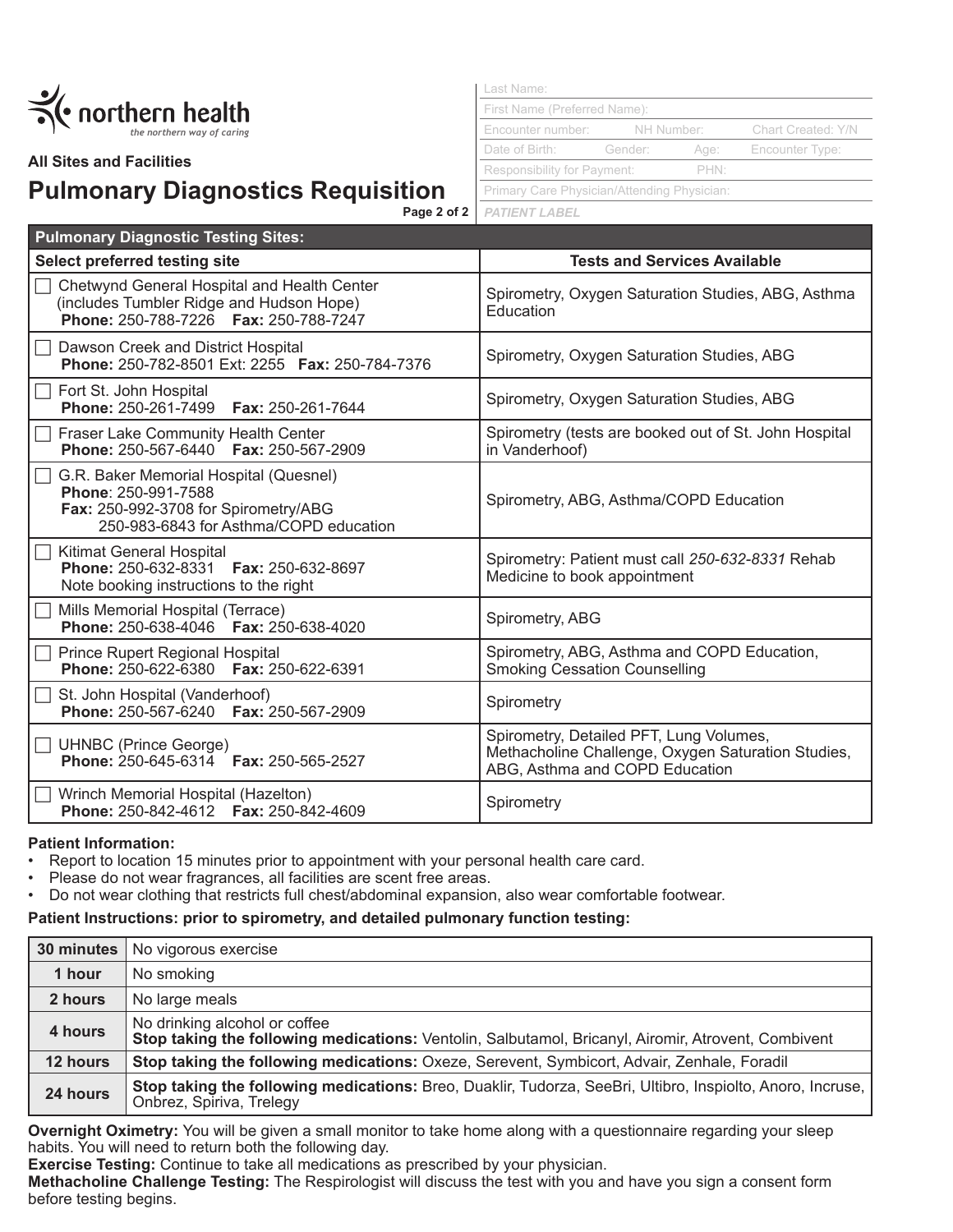northern health
*the northern way of caring*

**All Sites and Facilities**

# Pulmonary Diagnostics Requisition

Page 2 of 2

| |
|---|
| Last Name: |
| First Name (Preferred Name): |
| Encounter number: NH Number: Chart Created: Y/N |
| Date of Birth: Gender: Age: Encounter Type: |
| Responsibility for Payment: PHN: |
| Primary Care Physician/Attending Physician: |
| *PATIENT LABEL* |

## Pulmonary Diagnostic Testing Sites:

| Select preferred testing site | Tests and Services Available |
|---|---|
| ☐ Chetwynd General Hospital and Health Center (includes Tumbler Ridge and Hudson Hope) **Phone:** 250-788-7226 **Fax:** 250-788-7247 | Spirometry, Oxygen Saturation Studies, ABG, Asthma Education |
| ☐ Dawson Creek and District Hospital **Phone:** 250-782-8501 Ext: 2255 **Fax:** 250-784-7376 | Spirometry, Oxygen Saturation Studies, ABG |
| ☐ Fort St. John Hospital **Phone:** 250-261-7499 **Fax:** 250-261-7644 | Spirometry, Oxygen Saturation Studies, ABG |
| ☐ Fraser Lake Community Health Center **Phone:** 250-567-6440 **Fax:** 250-567-2909 | Spirometry (tests are booked out of St. John Hospital in Vanderhoof) |
| ☐ G.R. Baker Memorial Hospital (Quesnel) **Phone**: 250-991-7588 **Fax:** 250-992-3708 for Spirometry/ABG 250-983-6843 for Asthma/COPD education | Spirometry, ABG, Asthma/COPD Education |
| ☐ Kitimat General Hospital **Phone:** 250-632-8331 **Fax:** 250-632-8697 Note booking instructions to the right | Spirometry: Patient must call *250-632-8331* Rehab Medicine to book appointment |
| ☐ Mills Memorial Hospital (Terrace) **Phone:** 250-638-4046 **Fax:** 250-638-4020 | Spirometry, ABG |
| ☐ Prince Rupert Regional Hospital **Phone:** 250-622-6380 **Fax:** 250-622-6391 | Spirometry, ABG, Asthma and COPD Education, Smoking Cessation Counselling |
| ☐ St. John Hospital (Vanderhoof) **Phone:** 250-567-6240 **Fax:** 250-567-2909 | Spirometry |
| ☐ UHNBC (Prince George) **Phone:** 250-645-6314 **Fax:** 250-565-2527 | Spirometry, Detailed PFT, Lung Volumes, Methacholine Challenge, Oxygen Saturation Studies, ABG, Asthma and COPD Education |
| ☐ Wrinch Memorial Hospital (Hazelton) **Phone:** 250-842-4612 **Fax:** 250-842-4609 | Spirometry |

**Patient Information:**

- Report to location 15 minutes prior to appointment with your personal health care card.
- Please do not wear fragrances, all facilities are scent free areas.
- Do not wear clothing that restricts full chest/abdominal expansion, also wear comfortable footwear.

**Patient Instructions: prior to spirometry, and detailed pulmonary function testing:**

| | |
|---|---|
| **30 minutes** | No vigorous exercise |
| **1 hour** | No smoking |
| **2 hours** | No large meals |
| **4 hours** | No drinking alcohol or coffee **Stop taking the following medications:** Ventolin, Salbutamol, Bricanyl, Airomir, Atrovent, Combivent |
| **12 hours** | **Stop taking the following medications:** Oxeze, Serevent, Symbicort, Advair, Zenhale, Foradil |
| **24 hours** | **Stop taking the following medications:** Breo, Duaklir, Tudorza, SeeBri, Ultibro, Inspiolto, Anoro, Incruse, Onbrez, Spiriva, Trelegy |

**Overnight Oximetry:** You will be given a small monitor to take home along with a questionnaire regarding your sleep habits. You will need to return both the following day.

**Exercise Testing:** Continue to take all medications as prescribed by your physician.

**Methacholine Challenge Testing:** The Respirologist will discuss the test with you and have you sign a consent form before testing begins.